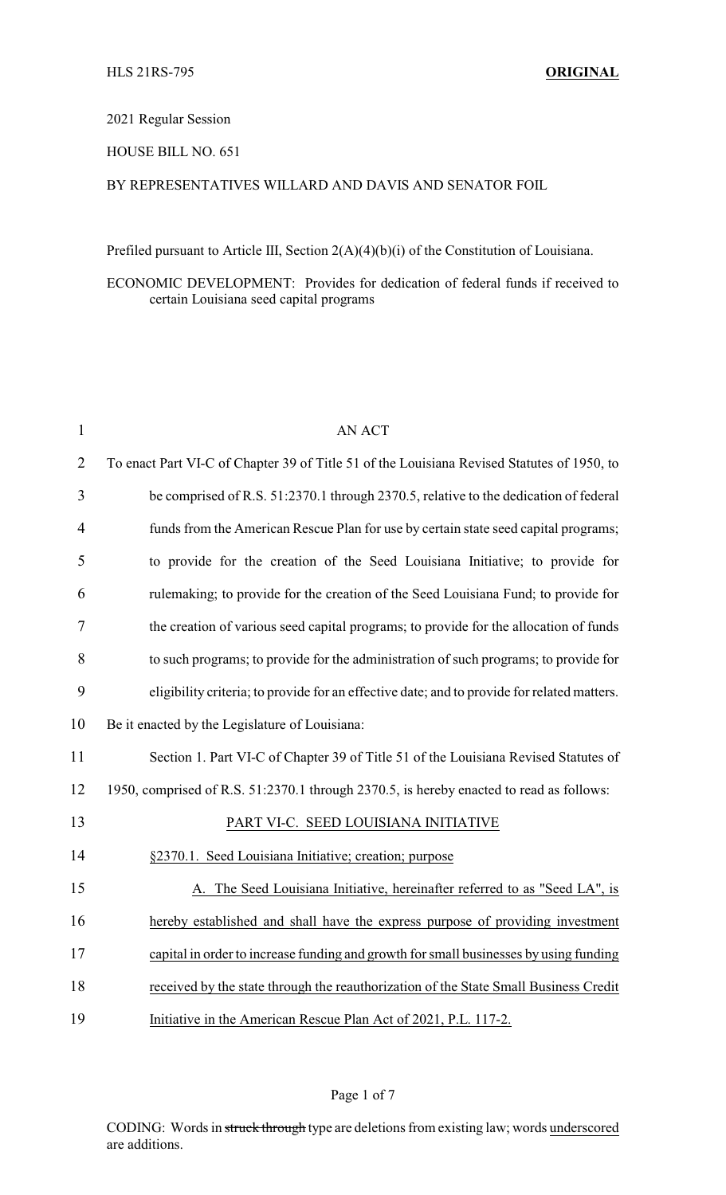HLS 21RS-795 **ORIGINAL**

2021 Regular Session

HOUSE BILL NO. 651

BY REPRESENTATIVES WILLARD AND DAVIS AND SENATOR FOIL

Prefiled pursuant to Article III, Section 2(A)(4)(b)(i) of the Constitution of Louisiana.

ECONOMIC DEVELOPMENT: Provides for dedication of federal funds if received to certain Louisiana seed capital programs

AN ACT

To enact Part VI-C of Chapter 39 of Title 51 of the Louisiana Revised Statutes of 1950, to be comprised of R.S. 51:2370.1 through 2370.5, relative to the dedication of federal funds from the American Rescue Plan for use by certain state seed capital programs; to provide for the creation of the Seed Louisiana Initiative; to provide for rulemaking; to provide for the creation of the Seed Louisiana Fund; to provide for the creation of various seed capital programs; to provide for the allocation of funds to such programs; to provide for the administration of such programs; to provide for eligibility criteria; to provide for an effective date; and to provide for related matters.

Be it enacted by the Legislature of Louisiana:

Section 1. Part VI-C of Chapter 39 of Title 51 of the Louisiana Revised Statutes of 1950, comprised of R.S. 51:2370.1 through 2370.5, is hereby enacted to read as follows:

PART VI-C. SEED LOUISIANA INITIATIVE

§2370.1. Seed Louisiana Initiative; creation; purpose

A. The Seed Louisiana Initiative, hereinafter referred to as "Seed LA", is hereby established and shall have the express purpose of providing investment capital in order to increase funding and growth for small businesses by using funding received by the state through the reauthorization of the State Small Business Credit Initiative in the American Rescue Plan Act of 2021, P.L. 117-2.

CODING: Words in ~~struck through~~ type are deletions from existing law; words underscored are additions.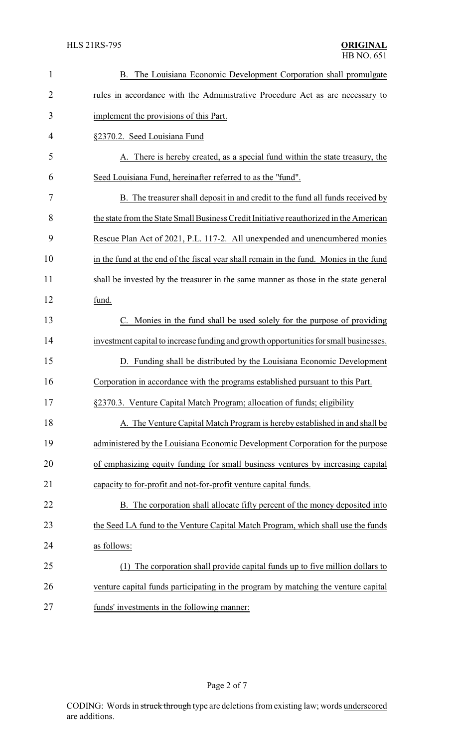B. The Louisiana Economic Development Corporation shall promulgate rules in accordance with the Administrative Procedure Act as are necessary to implement the provisions of this Part.

§2370.2. Seed Louisiana Fund

A. There is hereby created, as a special fund within the state treasury, the Seed Louisiana Fund, hereinafter referred to as the "fund".

B. The treasurer shall deposit in and credit to the fund all funds received by the state from the State Small Business Credit Initiative reauthorized in the American Rescue Plan Act of 2021, P.L. 117-2. All unexpended and unencumbered monies in the fund at the end of the fiscal year shall remain in the fund. Monies in the fund shall be invested by the treasurer in the same manner as those in the state general fund.

C. Monies in the fund shall be used solely for the purpose of providing investment capital to increase funding and growth opportunities for small businesses.

D. Funding shall be distributed by the Louisiana Economic Development Corporation in accordance with the programs established pursuant to this Part.

§2370.3. Venture Capital Match Program; allocation of funds; eligibility

A. The Venture Capital Match Program is hereby established in and shall be administered by the Louisiana Economic Development Corporation for the purpose of emphasizing equity funding for small business ventures by increasing capital capacity to for-profit and not-for-profit venture capital funds.

B. The corporation shall allocate fifty percent of the money deposited into the Seed LA fund to the Venture Capital Match Program, which shall use the funds as follows:

(1) The corporation shall provide capital funds up to five million dollars to venture capital funds participating in the program by matching the venture capital funds' investments in the following manner: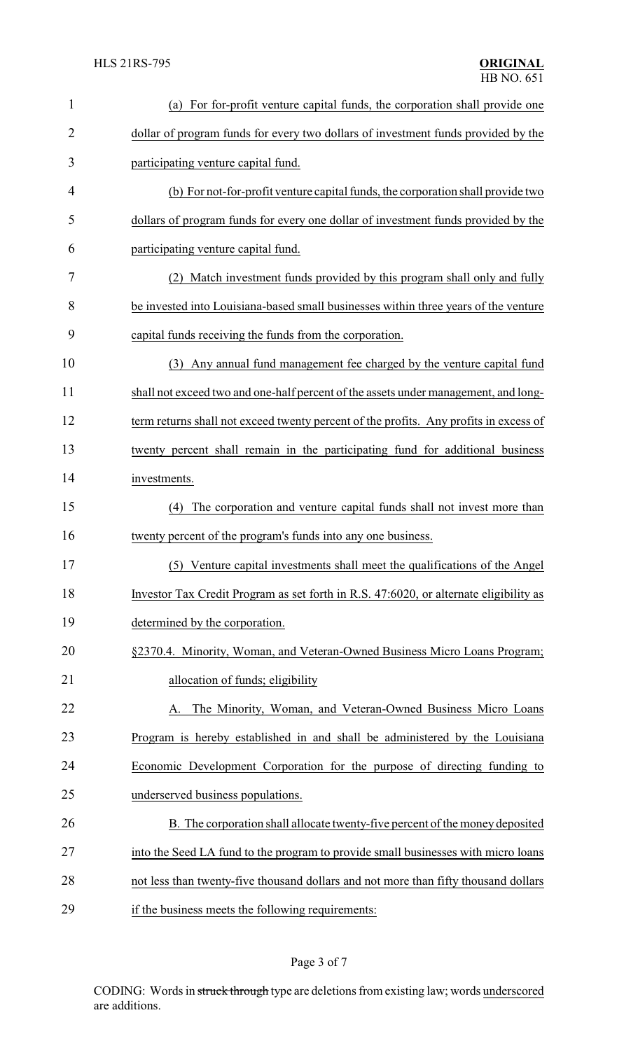(a) For for-profit venture capital funds, the corporation shall provide one dollar of program funds for every two dollars of investment funds provided by the participating venture capital fund.

(b) For not-for-profit venture capital funds, the corporation shall provide two dollars of program funds for every one dollar of investment funds provided by the participating venture capital fund.

(2) Match investment funds provided by this program shall only and fully be invested into Louisiana-based small businesses within three years of the venture capital funds receiving the funds from the corporation.

(3) Any annual fund management fee charged by the venture capital fund shall not exceed two and one-half percent of the assets under management, and long-term returns shall not exceed twenty percent of the profits. Any profits in excess of twenty percent shall remain in the participating fund for additional business investments.

(4) The corporation and venture capital funds shall not invest more than twenty percent of the program's funds into any one business.

(5) Venture capital investments shall meet the qualifications of the Angel Investor Tax Credit Program as set forth in R.S. 47:6020, or alternate eligibility as determined by the corporation.

§2370.4. Minority, Woman, and Veteran-Owned Business Micro Loans Program; allocation of funds; eligibility

A. The Minority, Woman, and Veteran-Owned Business Micro Loans Program is hereby established in and shall be administered by the Louisiana Economic Development Corporation for the purpose of directing funding to underserved business populations.

B. The corporation shall allocate twenty-five percent of the money deposited into the Seed LA fund to the program to provide small businesses with micro loans not less than twenty-five thousand dollars and not more than fifty thousand dollars if the business meets the following requirements: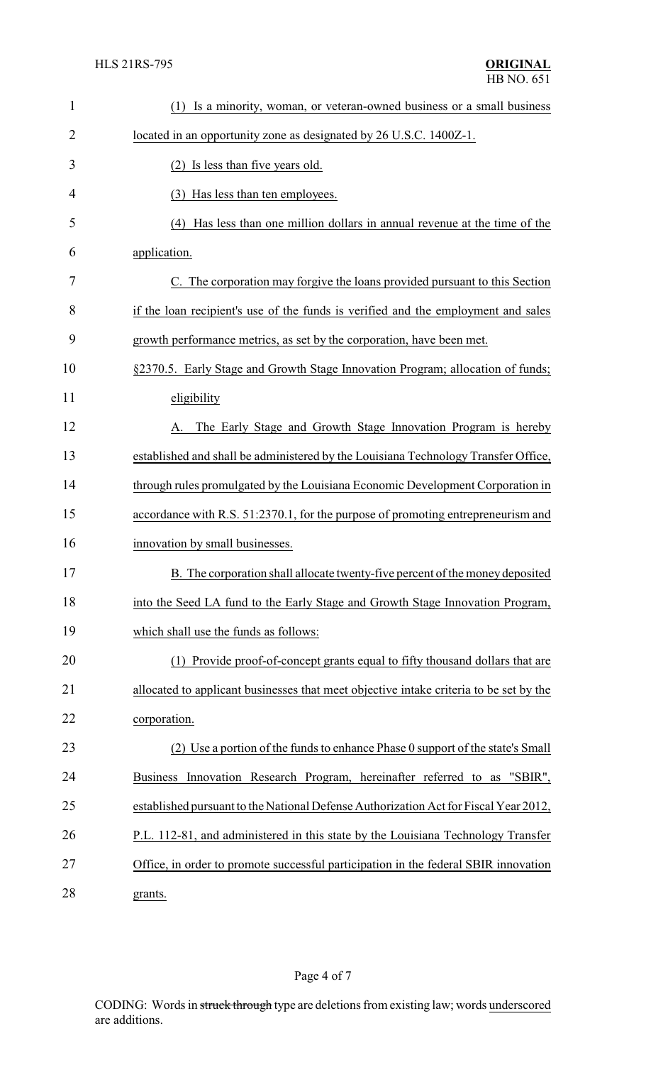(1) Is a minority, woman, or veteran-owned business or a small business located in an opportunity zone as designated by 26 U.S.C. 1400Z-1.

(2) Is less than five years old.

(3) Has less than ten employees.

(4) Has less than one million dollars in annual revenue at the time of the application.

C. The corporation may forgive the loans provided pursuant to this Section if the loan recipient's use of the funds is verified and the employment and sales growth performance metrics, as set by the corporation, have been met.

§2370.5. Early Stage and Growth Stage Innovation Program; allocation of funds; eligibility

A. The Early Stage and Growth Stage Innovation Program is hereby established and shall be administered by the Louisiana Technology Transfer Office, through rules promulgated by the Louisiana Economic Development Corporation in accordance with R.S. 51:2370.1, for the purpose of promoting entrepreneurism and innovation by small businesses.

B. The corporation shall allocate twenty-five percent of the money deposited into the Seed LA fund to the Early Stage and Growth Stage Innovation Program, which shall use the funds as follows:

(1) Provide proof-of-concept grants equal to fifty thousand dollars that are allocated to applicant businesses that meet objective intake criteria to be set by the corporation.

(2) Use a portion of the funds to enhance Phase 0 support of the state's Small Business Innovation Research Program, hereinafter referred to as "SBIR", established pursuant to the National Defense Authorization Act for Fiscal Year 2012, P.L. 112-81, and administered in this state by the Louisiana Technology Transfer Office, in order to promote successful participation in the federal SBIR innovation grants.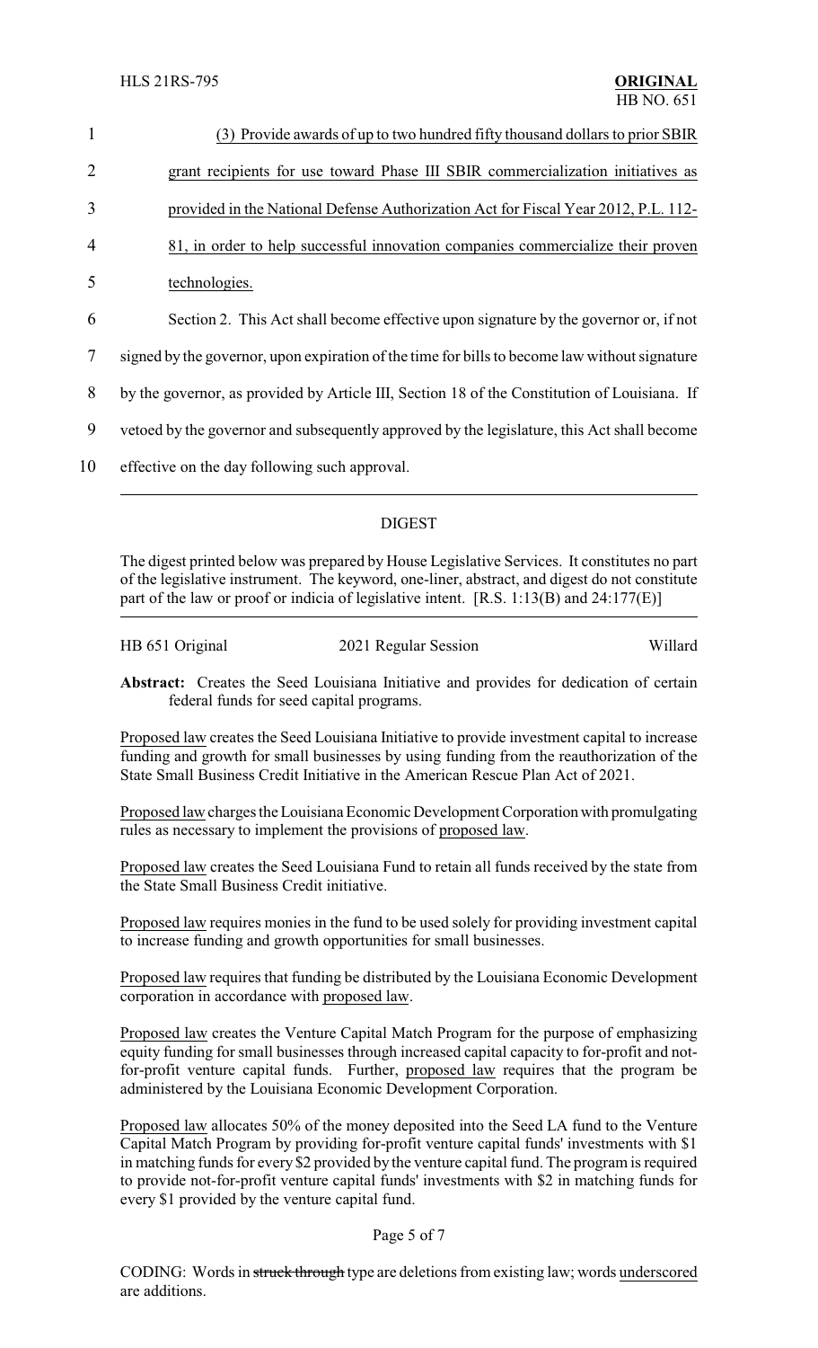<u>(3) Provide awards of up to two hundred fifty thousand dollars to prior SBIR grant recipients for use toward Phase III SBIR commercialization initiatives as provided in the National Defense Authorization Act for Fiscal Year 2012, P.L. 112-81, in order to help successful innovation companies commercialize their proven technologies.</u>

Section 2. This Act shall become effective upon signature by the governor or, if not signed by the governor, upon expiration of the time for bills to become law without signature by the governor, as provided by Article III, Section 18 of the Constitution of Louisiana. If vetoed by the governor and subsequently approved by the legislature, this Act shall become effective on the day following such approval.

---

## DIGEST

The digest printed below was prepared by House Legislative Services. It constitutes no part of the legislative instrument. The keyword, one-liner, abstract, and digest do not constitute part of the law or proof or indicia of legislative intent. [R.S. 1:13(B) and 24:177(E)]

| HB 651 Original | 2021 Regular Session | Willard |
|---|---|---|

**Abstract:** Creates the Seed Louisiana Initiative and provides for dedication of certain federal funds for seed capital programs.

<u>Proposed law</u> creates the Seed Louisiana Initiative to provide investment capital to increase funding and growth for small businesses by using funding from the reauthorization of the State Small Business Credit Initiative in the American Rescue Plan Act of 2021.

<u>Proposed law</u> charges the Louisiana Economic Development Corporation with promulgating rules as necessary to implement the provisions of <u>proposed law</u>.

<u>Proposed law</u> creates the Seed Louisiana Fund to retain all funds received by the state from the State Small Business Credit initiative.

<u>Proposed law</u> requires monies in the fund to be used solely for providing investment capital to increase funding and growth opportunities for small businesses.

<u>Proposed law</u> requires that funding be distributed by the Louisiana Economic Development corporation in accordance with <u>proposed law</u>.

<u>Proposed law</u> creates the Venture Capital Match Program for the purpose of emphasizing equity funding for small businesses through increased capital capacity to for-profit and not-for-profit venture capital funds. Further, <u>proposed law</u> requires that the program be administered by the Louisiana Economic Development Corporation.

<u>Proposed law</u> allocates 50% of the money deposited into the Seed LA fund to the Venture Capital Match Program by providing for-profit venture capital funds' investments with $1 in matching funds for every $2 provided by the venture capital fund. The program is required to provide not-for-profit venture capital funds' investments with $2 in matching funds for every $1 provided by the venture capital fund.

CODING: Words in ~~struck through~~ type are deletions from existing law; words <u>underscored</u> are additions.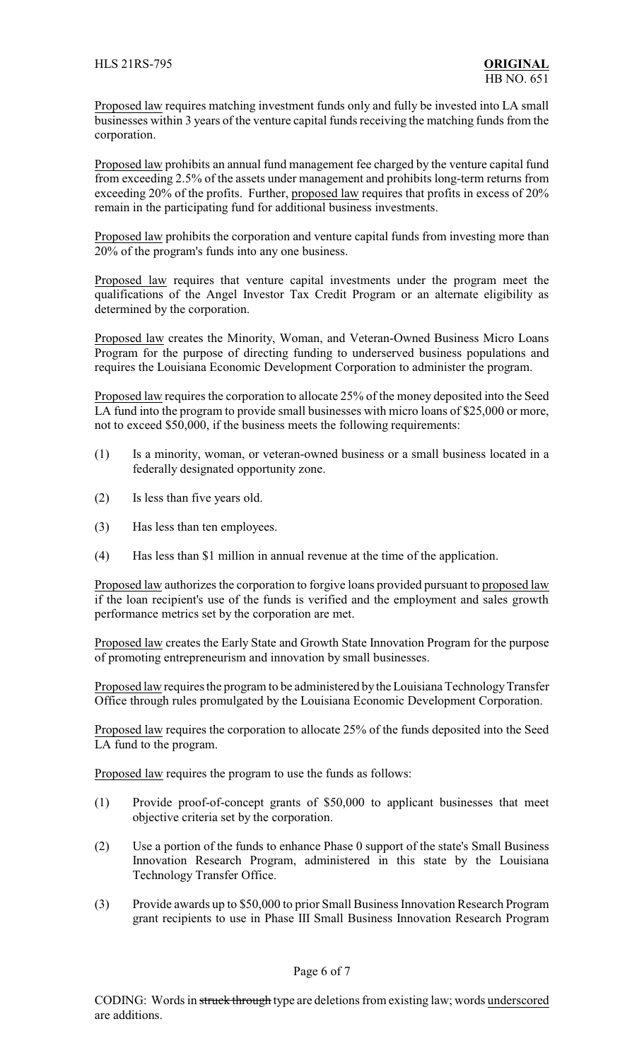Proposed law requires matching investment funds only and fully be invested into LA small businesses within 3 years of the venture capital funds receiving the matching funds from the corporation.

Proposed law prohibits an annual fund management fee charged by the venture capital fund from exceeding 2.5% of the assets under management and prohibits long-term returns from exceeding 20% of the profits. Further, proposed law requires that profits in excess of 20% remain in the participating fund for additional business investments.

Proposed law prohibits the corporation and venture capital funds from investing more than 20% of the program's funds into any one business.

Proposed law requires that venture capital investments under the program meet the qualifications of the Angel Investor Tax Credit Program or an alternate eligibility as determined by the corporation.

Proposed law creates the Minority, Woman, and Veteran-Owned Business Micro Loans Program for the purpose of directing funding to underserved business populations and requires the Louisiana Economic Development Corporation to administer the program.

Proposed law requires the corporation to allocate 25% of the money deposited into the Seed LA fund into the program to provide small businesses with micro loans of $25,000 or more, not to exceed $50,000, if the business meets the following requirements:

(1) Is a minority, woman, or veteran-owned business or a small business located in a federally designated opportunity zone.

(2) Is less than five years old.

(3) Has less than ten employees.

(4) Has less than $1 million in annual revenue at the time of the application.

Proposed law authorizes the corporation to forgive loans provided pursuant to proposed law if the loan recipient's use of the funds is verified and the employment and sales growth performance metrics set by the corporation are met.

Proposed law creates the Early State and Growth State Innovation Program for the purpose of promoting entrepreneurism and innovation by small businesses.

Proposed law requires the program to be administered by the Louisiana Technology Transfer Office through rules promulgated by the Louisiana Economic Development Corporation.

Proposed law requires the corporation to allocate 25% of the funds deposited into the Seed LA fund to the program.

Proposed law requires the program to use the funds as follows:

(1) Provide proof-of-concept grants of $50,000 to applicant businesses that meet objective criteria set by the corporation.

(2) Use a portion of the funds to enhance Phase 0 support of the state's Small Business Innovation Research Program, administered in this state by the Louisiana Technology Transfer Office.

(3) Provide awards up to $50,000 to prior Small Business Innovation Research Program grant recipients to use in Phase III Small Business Innovation Research Program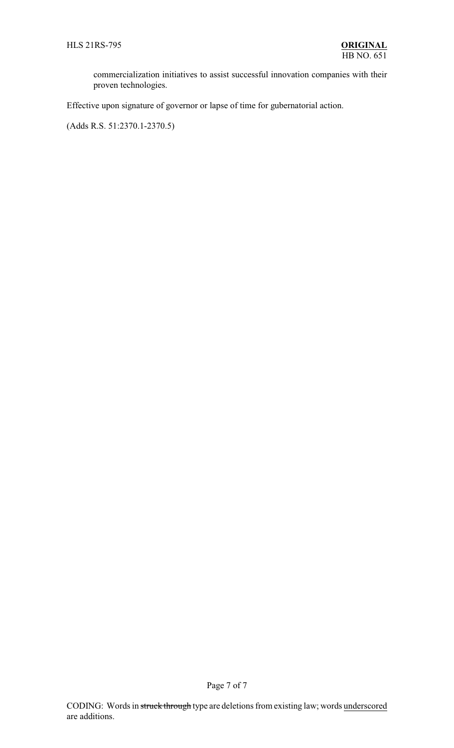commercialization initiatives to assist successful innovation companies with their proven technologies.

Effective upon signature of governor or lapse of time for gubernatorial action.

(Adds R.S. 51:2370.1-2370.5)

CODING: Words in ~~struck through~~ type are deletions from existing law; words <u>underscored</u> are additions.